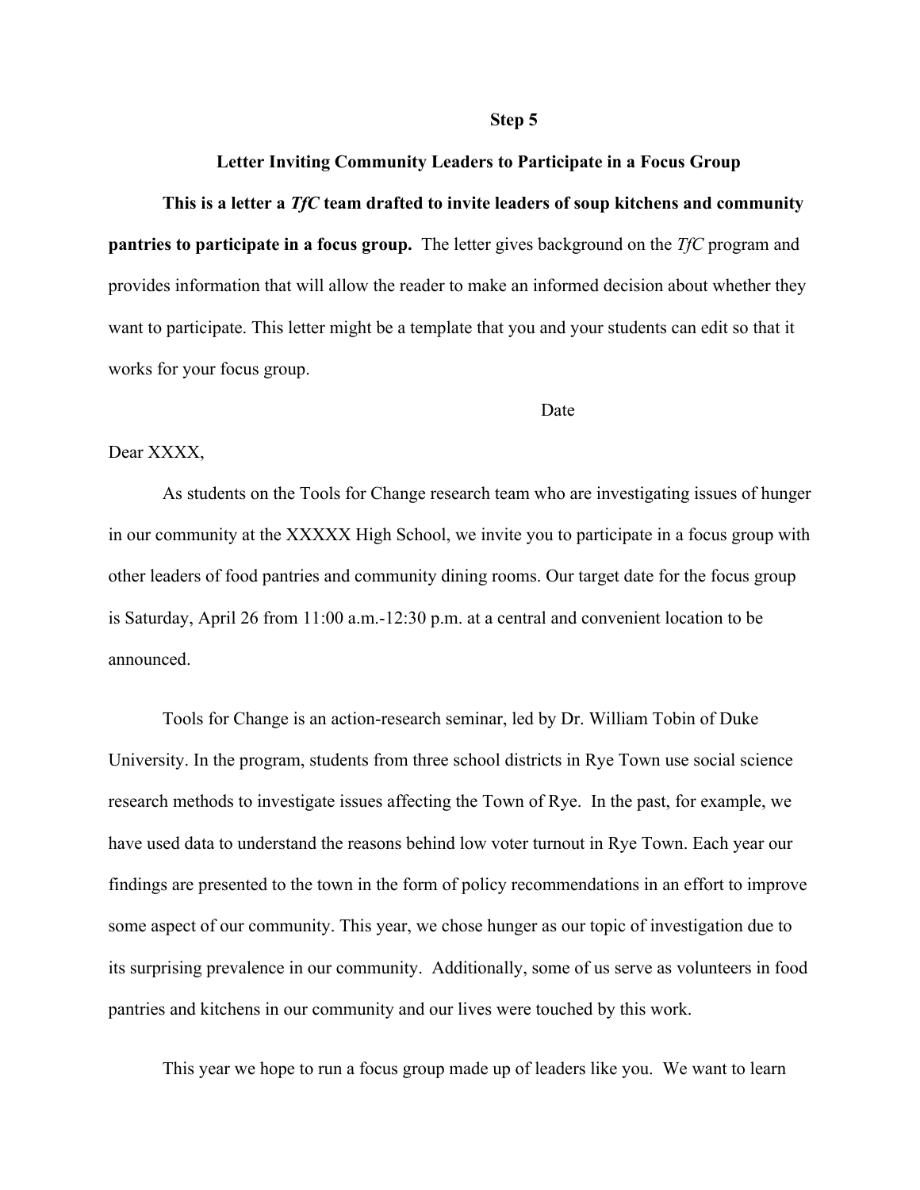**Step 5**

**Letter Inviting Community Leaders to Participate in a Focus Group**

**This is a letter a *TfC* team drafted to invite leaders of soup kitchens and community pantries to participate in a focus group.** The letter gives background on the *TfC* program and provides information that will allow the reader to make an informed decision about whether they want to participate. This letter might be a template that you and your students can edit so that it works for your focus group.

Date

Dear XXXX,

As students on the Tools for Change research team who are investigating issues of hunger in our community at the XXXXX High School, we invite you to participate in a focus group with other leaders of food pantries and community dining rooms. Our target date for the focus group is Saturday, April 26 from 11:00 a.m.-12:30 p.m. at a central and convenient location to be announced.

Tools for Change is an action-research seminar, led by Dr. William Tobin of Duke University. In the program, students from three school districts in Rye Town use social science research methods to investigate issues affecting the Town of Rye. In the past, for example, we have used data to understand the reasons behind low voter turnout in Rye Town. Each year our findings are presented to the town in the form of policy recommendations in an effort to improve some aspect of our community. This year, we chose hunger as our topic of investigation due to its surprising prevalence in our community. Additionally, some of us serve as volunteers in food pantries and kitchens in our community and our lives were touched by this work.

This year we hope to run a focus group made up of leaders like you. We want to learn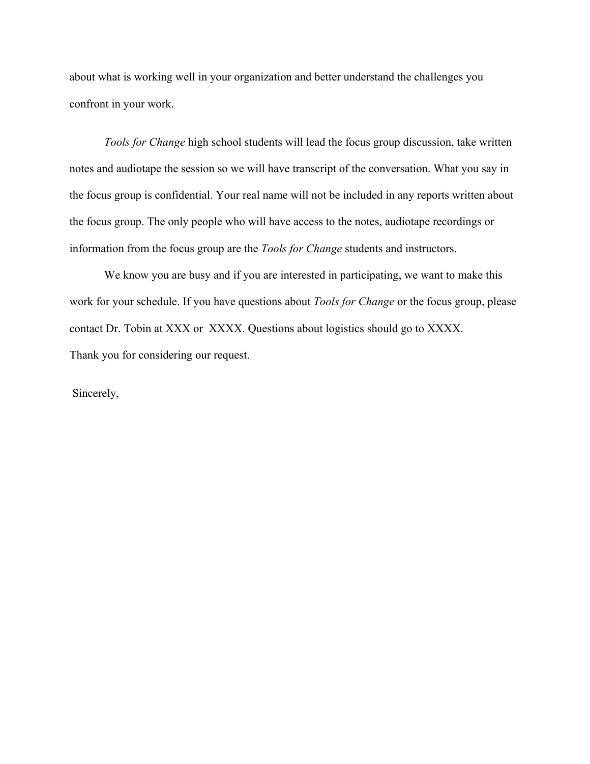about what is working well in your organization and better understand the challenges you confront in your work.

*Tools for Change* high school students will lead the focus group discussion, take written notes and audiotape the session so we will have transcript of the conversation. What you say in the focus group is confidential. Your real name will not be included in any reports written about the focus group. The only people who will have access to the notes, audiotape recordings or information from the focus group are the *Tools for Change* students and instructors.

We know you are busy and if you are interested in participating, we want to make this work for your schedule. If you have questions about *Tools for Change* or the focus group, please contact Dr. Tobin at XXX or XXXX. Questions about logistics should go to XXXX.

Thank you for considering our request.

Sincerely,